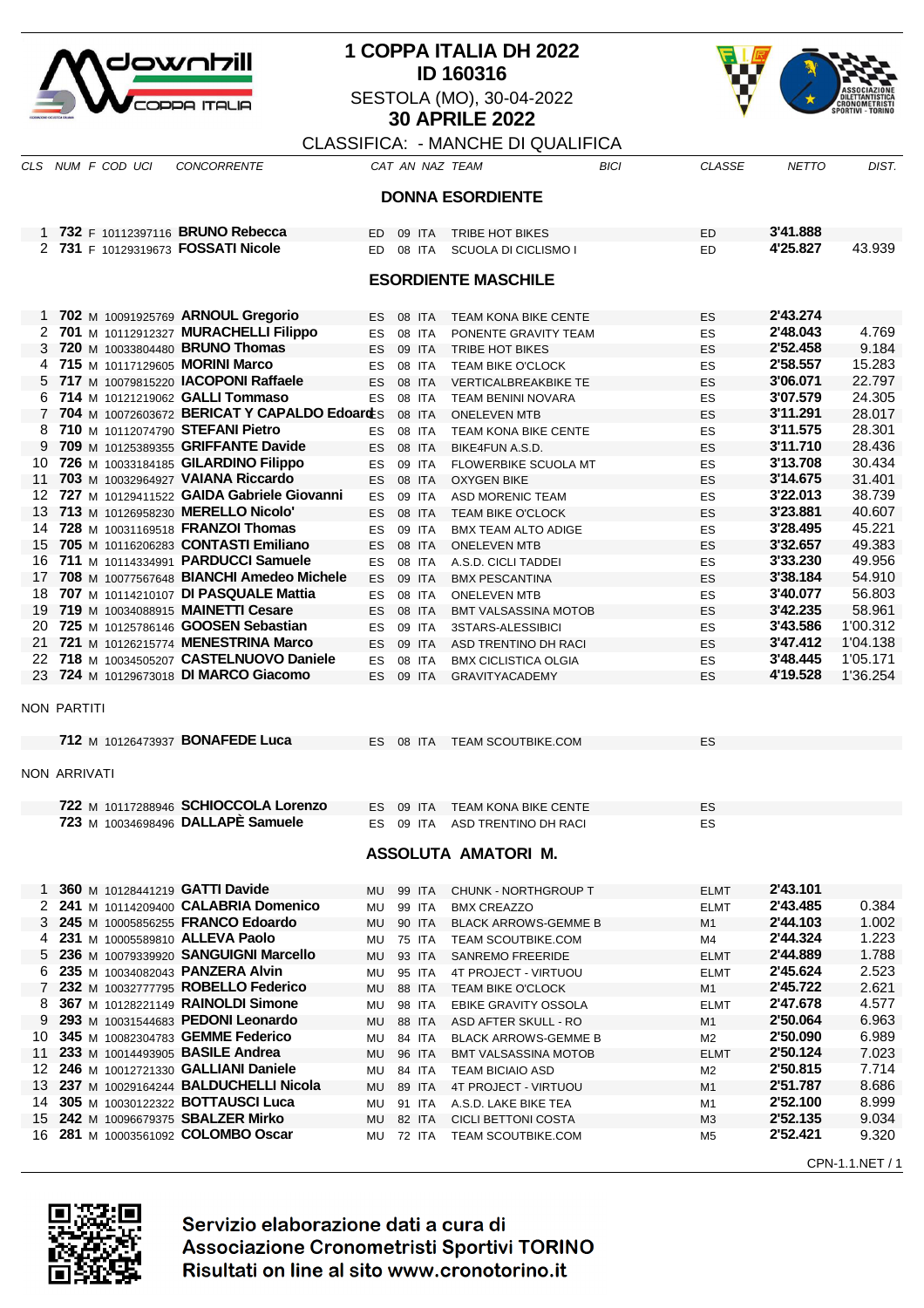# 1 COPPA ITALIA DH 2022
## ID 160316

SESTOLA (MO), 30-04-2022

**30 APRILE 2022**

CLASSIFICA: - MANCHE DI QUALIFICA

### DONNA ESORDIENTE

| CLS | NUM | F | COD UCI | CONCORRENTE | CAT | AN | NAZ | TEAM | BICI | CLASSE | NETTO | DIST. |
|---|---|---|---|---|---|---|---|---|---|---|---|---|
| 1 | **732** | F | 10112397116 | **BRUNO Rebecca** | ED | 09 | ITA | TRIBE HOT BIKES | | ED | **3'41.888** | |
| 2 | **731** | F | 10129319673 | **FOSSATI Nicole** | ED | 08 | ITA | SCUOLA DI CICLISMO I | | ED | **4'25.827** | 43.939 |

### ESORDIENTE MASCHILE

| CLS | NUM | F | COD UCI | CONCORRENTE | CAT | AN | NAZ | TEAM | BICI | CLASSE | NETTO | DIST. |
|---|---|---|---|---|---|---|---|---|---|---|---|---|
| 1 | **702** | M | 10091925769 | **ARNOUL Gregorio** | ES | 08 | ITA | TEAM KONA BIKE CENTE | | ES | **2'43.274** | |
| 2 | **701** | M | 10112912327 | **MURACHELLI Filippo** | ES | 08 | ITA | PONENTE GRAVITY TEAM | | ES | **2'48.043** | 4.769 |
| 3 | **720** | M | 10033804480 | **BRUNO Thomas** | ES | 09 | ITA | TRIBE HOT BIKES | | ES | **2'52.458** | 9.184 |
| 4 | **715** | M | 10117129605 | **MORINI Marco** | ES | 08 | ITA | TEAM BIKE O'CLOCK | | ES | **2'58.557** | 15.283 |
| 5 | **717** | M | 10079815220 | **IACOPONI Raffaele** | ES | 08 | ITA | VERTICALBREAKBIKE TE | | ES | **3'06.071** | 22.797 |
| 6 | **714** | M | 10121219062 | **GALLI Tommaso** | ES | 08 | ITA | TEAM BENINI NOVARA | | ES | **3'07.579** | 24.305 |
| 7 | **704** | M | 10072603672 | **BERICAT Y CAPALDO Edoardo** | ES | 08 | ITA | ONELEVEN MTB | | ES | **3'11.291** | 28.017 |
| 8 | **710** | M | 10112074790 | **STEFANI Pietro** | ES | 08 | ITA | TEAM KONA BIKE CENTE | | ES | **3'11.575** | 28.301 |
| 9 | **709** | M | 10125389355 | **GRIFFANTE Davide** | ES | 08 | ITA | BIKE4FUN A.S.D. | | ES | **3'11.710** | 28.436 |
| 10 | **726** | M | 10033184185 | **GILARDINO Filippo** | ES | 09 | ITA | FLOWERBIKE SCUOLA MT | | ES | **3'13.708** | 30.434 |
| 11 | **703** | M | 10032964927 | **VAIANA Riccardo** | ES | 08 | ITA | OXYGEN BIKE | | ES | **3'14.675** | 31.401 |
| 12 | **727** | M | 10129411522 | **GAIDA Gabriele Giovanni** | ES | 09 | ITA | ASD MORENIC TEAM | | ES | **3'22.013** | 38.739 |
| 13 | **713** | M | 10126958230 | **MERELLO Nicolo'** | ES | 08 | ITA | TEAM BIKE O'CLOCK | | ES | **3'23.881** | 40.607 |
| 14 | **728** | M | 10031169518 | **FRANZOI Thomas** | ES | 09 | ITA | BMX TEAM ALTO ADIGE | | ES | **3'28.495** | 45.221 |
| 15 | **705** | M | 10116206283 | **CONTASTI Emiliano** | ES | 08 | ITA | ONELEVEN MTB | | ES | **3'32.657** | 49.383 |
| 16 | **711** | M | 10114334991 | **PARDUCCI Samuele** | ES | 08 | ITA | A.S.D. CICLI TADDEI | | ES | **3'33.230** | 49.956 |
| 17 | **708** | M | 10077567648 | **BIANCHI Amedeo Michele** | ES | 09 | ITA | BMX PESCANTINA | | ES | **3'38.184** | 54.910 |
| 18 | **707** | M | 10114210107 | **DI PASQUALE Mattia** | ES | 08 | ITA | ONELEVEN MTB | | ES | **3'40.077** | 56.803 |
| 19 | **719** | M | 10034088915 | **MAINETTI Cesare** | ES | 08 | ITA | BMT VALSASSINA MOTOB | | ES | **3'42.235** | 58.961 |
| 20 | **725** | M | 10125786146 | **GOOSEN Sebastian** | ES | 09 | ITA | 3STARS-ALESSIBICI | | ES | **3'43.586** | 1'00.312 |
| 21 | **721** | M | 10126215774 | **MENESTRINA Marco** | ES | 09 | ITA | ASD TRENTINO DH RACI | | ES | **3'47.412** | 1'04.138 |
| 22 | **718** | M | 10034505207 | **CASTELNUOVO Daniele** | ES | 08 | ITA | BMX CICLISTICA OLGIA | | ES | **3'48.445** | 1'05.171 |
| 23 | **724** | M | 10129673018 | **DI MARCO Giacomo** | ES | 09 | ITA | GRAVITYACADEMY | | ES | **4'19.528** | 1'36.254 |

NON PARTITI

| CLS | NUM | F | COD UCI | CONCORRENTE | CAT | AN | NAZ | TEAM | BICI | CLASSE | NETTO | DIST. |
|---|---|---|---|---|---|---|---|---|---|---|---|---|
| | **712** | M | 10126473937 | **BONAFEDE Luca** | ES | 08 | ITA | TEAM SCOUTBIKE.COM | | ES | | |

NON ARRIVATI

| CLS | NUM | F | COD UCI | CONCORRENTE | CAT | AN | NAZ | TEAM | BICI | CLASSE | NETTO | DIST. |
|---|---|---|---|---|---|---|---|---|---|---|---|---|
| | **722** | M | 10117288946 | **SCHIOCCOLA Lorenzo** | ES | 09 | ITA | TEAM KONA BIKE CENTE | | ES | | |
| | **723** | M | 10034698496 | **DALLAPÈ Samuele** | ES | 09 | ITA | ASD TRENTINO DH RACI | | ES | | |

### ASSOLUTA AMATORI M.

| CLS | NUM | F | COD UCI | CONCORRENTE | CAT | AN | NAZ | TEAM | BICI | CLASSE | NETTO | DIST. |
|---|---|---|---|---|---|---|---|---|---|---|---|---|
| 1 | **360** | M | 10128441219 | **GATTI Davide** | MU | 99 | ITA | CHUNK - NORTHGROUP T | | ELMT | **2'43.101** | |
| 2 | **241** | M | 10114209400 | **CALABRIA Domenico** | MU | 99 | ITA | BMX CREAZZO | | ELMT | **2'43.485** | 0.384 |
| 3 | **245** | M | 10005856255 | **FRANCO Edoardo** | MU | 90 | ITA | BLACK ARROWS-GEMME B | | M1 | **2'44.103** | 1.002 |
| 4 | **231** | M | 10005589810 | **ALLEVA Paolo** | MU | 75 | ITA | TEAM SCOUTBIKE.COM | | M4 | **2'44.324** | 1.223 |
| 5 | **236** | M | 10079339920 | **SANGUIGNI Marcello** | MU | 93 | ITA | SANREMO FREERIDE | | ELMT | **2'44.889** | 1.788 |
| 6 | **235** | M | 10034082043 | **PANZERA Alvin** | MU | 95 | ITA | 4T PROJECT - VIRTUOU | | ELMT | **2'45.624** | 2.523 |
| 7 | **232** | M | 10032777795 | **ROBELLO Federico** | MU | 88 | ITA | TEAM BIKE O'CLOCK | | M1 | **2'45.722** | 2.621 |
| 8 | **367** | M | 10128221149 | **RAINOLDI Simone** | MU | 98 | ITA | EBIKE GRAVITY OSSOLA | | ELMT | **2'47.678** | 4.577 |
| 9 | **293** | M | 10031544683 | **PEDONI Leonardo** | MU | 88 | ITA | ASD AFTER SKULL - RO | | M1 | **2'50.064** | 6.963 |
| 10 | **345** | M | 10082304783 | **GEMME Federico** | MU | 84 | ITA | BLACK ARROWS-GEMME B | | M2 | **2'50.090** | 6.989 |
| 11 | **233** | M | 10014299905 | **BASILE Andrea** | MU | 96 | ITA | BMT VALSASSINA MOTOB | | ELMT | **2'50.124** | 7.023 |
| 12 | **246** | M | 10012721330 | **GALLIANI Daniele** | MU | 84 | ITA | TEAM BICIAIO ASD | | M2 | **2'50.815** | 7.714 |
| 13 | **237** | M | 10029164244 | **BALDUCHELLI Nicola** | MU | 89 | ITA | 4T PROJECT - VIRTUOU | | M1 | **2'51.787** | 8.686 |
| 14 | **305** | M | 10030122322 | **BOTTAUSCI Luca** | MU | 91 | ITA | A.S.D. LAKE BIKE TEA | | M1 | **2'52.100** | 8.999 |
| 15 | **242** | M | 10096679375 | **SBALZER Mirko** | MU | 82 | ITA | CICLI BETTONI COSTA | | M3 | **2'52.135** | 9.034 |
| 16 | **281** | M | 10003561092 | **COLOMBO Oscar** | MU | 72 | ITA | TEAM SCOUTBIKE.COM | | M5 | **2'52.421** | 9.320 |

CPN-1.1.NET / 1

Servizio elaborazione dati a cura di
Associazione Cronometristi Sportivi TORINO
Risultati on line al sito www.cronotorino.it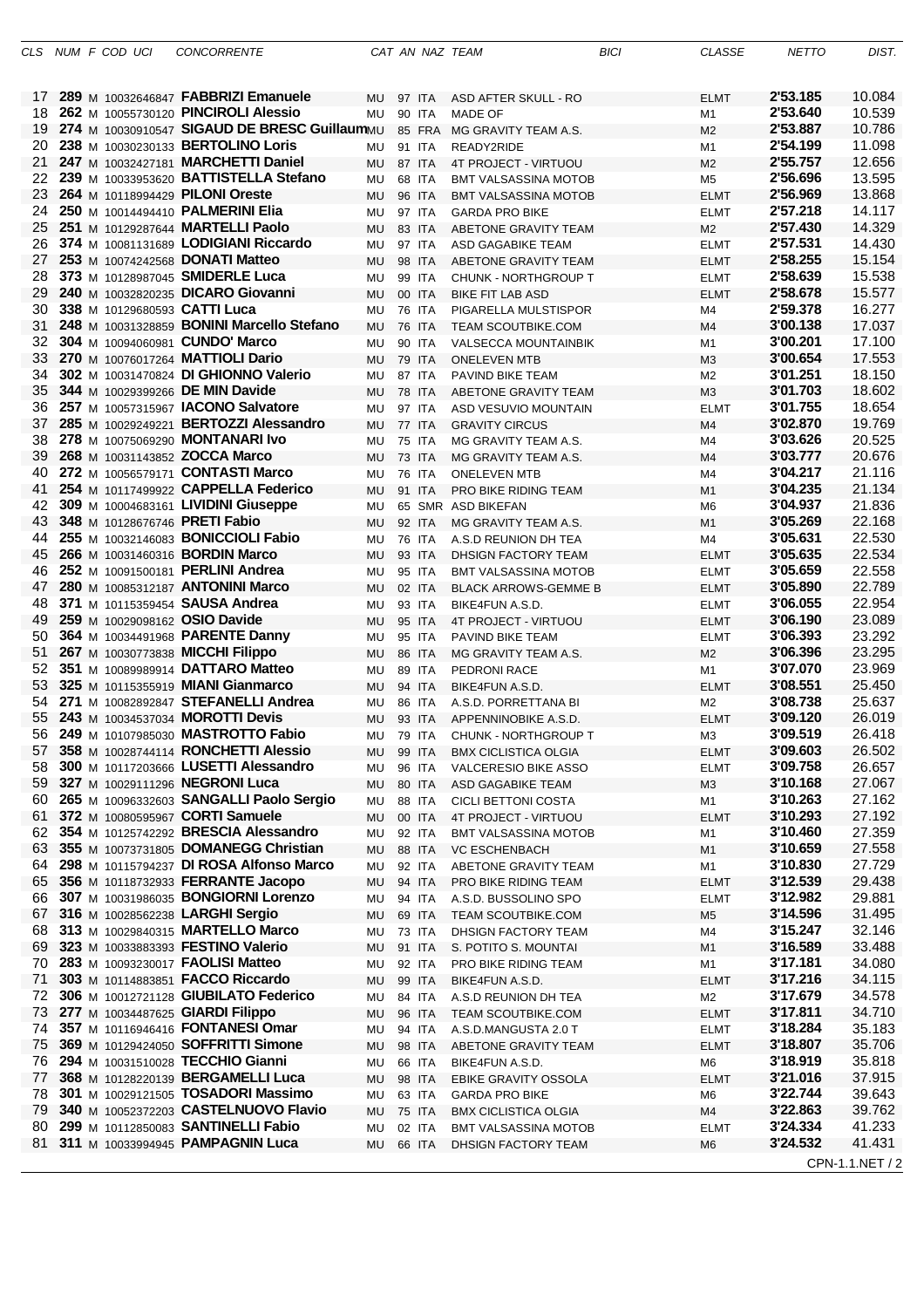| CLS | NUM | F | COD UCI | CONCORRENTE | CAT | AN | NAZ | TEAM | BICI | CLASSE | NETTO | DIST. |
|---|---|---|---|---|---|---|---|---|---|---|---|---|
| 17 | **289** | M | 10032646847 | **FABBRIZI Emanuele** | MU | 97 | ITA | ASD AFTER SKULL - RO | | ELMT | **2'53.185** | 10.084 |
| 18 | **262** | M | 10055730120 | **PINCIROLI Alessio** | MU | 90 | ITA | MADE OF | | M1 | **2'53.640** | 10.539 |
| 19 | **274** | M | 10030910547 | **SIGAUD DE BRESC Guillaum** | MU | 85 | FRA | MG GRAVITY TEAM A.S. | | M2 | **2'53.887** | 10.786 |
| 20 | **238** | M | 10030230133 | **BERTOLINO Loris** | MU | 91 | ITA | READY2RIDE | | M1 | **2'54.199** | 11.098 |
| 21 | **247** | M | 10032427181 | **MARCHETTI Daniel** | MU | 87 | ITA | 4T PROJECT - VIRTUOU | | M2 | **2'55.757** | 12.656 |
| 22 | **239** | M | 10033953620 | **BATTISTELLA Stefano** | MU | 68 | ITA | BMT VALSASSINA MOTOB | | M5 | **2'56.696** | 13.595 |
| 23 | **264** | M | 10118994429 | **PILONI Oreste** | MU | 96 | ITA | BMT VALSASSINA MOTOB | | ELMT | **2'56.969** | 13.868 |
| 24 | **250** | M | 10014494410 | **PALMERINI Elia** | MU | 97 | ITA | GARDA PRO BIKE | | ELMT | **2'57.218** | 14.117 |
| 25 | **251** | M | 10129287644 | **MARTELLI Paolo** | MU | 83 | ITA | ABETONE GRAVITY TEAM | | M2 | **2'57.430** | 14.329 |
| 26 | **374** | M | 10081131689 | **LODIGIANI Riccardo** | MU | 97 | ITA | ASD GAGABIKE TEAM | | ELMT | **2'57.531** | 14.430 |
| 27 | **253** | M | 10074242568 | **DONATI Matteo** | MU | 98 | ITA | ABETONE GRAVITY TEAM | | ELMT | **2'58.255** | 15.154 |
| 28 | **373** | M | 10128987045 | **SMIDERLE Luca** | MU | 99 | ITA | CHUNK - NORTHGROUP T | | ELMT | **2'58.639** | 15.538 |
| 29 | **240** | M | 10032820235 | **DICARO Giovanni** | MU | 00 | ITA | BIKE FIT LAB ASD | | ELMT | **2'58.678** | 15.577 |
| 30 | **338** | M | 10129680593 | **CATTI Luca** | MU | 76 | ITA | PIGARELLA MULSTISPOR | | M4 | **2'59.378** | 16.277 |
| 31 | **248** | M | 10031328859 | **BONINI Marcello Stefano** | MU | 76 | ITA | TEAM SCOUTBIKE.COM | | M4 | **3'00.138** | 17.037 |
| 32 | **304** | M | 10094060981 | **CUNDO' Marco** | MU | 90 | ITA | VALSECCA MOUNTAINBIK | | M1 | **3'00.201** | 17.100 |
| 33 | **270** | M | 10076017264 | **MATTIOLI Dario** | MU | 79 | ITA | ONELEVEN MTB | | M3 | **3'00.654** | 17.553 |
| 34 | **302** | M | 10031470824 | **DI GHIONNO Valerio** | MU | 87 | ITA | PAVIND BIKE TEAM | | M2 | **3'01.251** | 18.150 |
| 35 | **344** | M | 10029399266 | **DE MIN Davide** | MU | 78 | ITA | ABETONE GRAVITY TEAM | | M3 | **3'01.703** | 18.602 |
| 36 | **257** | M | 10057315967 | **IACONO Salvatore** | MU | 97 | ITA | ASD VESUVIO MOUNTAIN | | ELMT | **3'01.755** | 18.654 |
| 37 | **285** | M | 10029249221 | **BERTOZZI Alessandro** | MU | 77 | ITA | GRAVITY CIRCUS | | M4 | **3'02.870** | 19.769 |
| 38 | **278** | M | 10075069290 | **MONTANARI Ivo** | MU | 75 | ITA | MG GRAVITY TEAM A.S. | | M4 | **3'03.626** | 20.525 |
| 39 | **268** | M | 10031143852 | **ZOCCA Marco** | MU | 73 | ITA | MG GRAVITY TEAM A.S. | | M4 | **3'03.777** | 20.676 |
| 40 | **272** | M | 10056579171 | **CONTASTI Marco** | MU | 76 | ITA | ONELEVEN MTB | | M4 | **3'04.217** | 21.116 |
| 41 | **254** | M | 10117499922 | **CAPPELLA Federico** | MU | 91 | ITA | PRO BIKE RIDING TEAM | | M1 | **3'04.235** | 21.134 |
| 42 | **309** | M | 10004683161 | **LIVIDINI Giuseppe** | MU | 65 | SMR | ASD BIKEFAN | | M6 | **3'04.937** | 21.836 |
| 43 | **348** | M | 10128676746 | **PRETI Fabio** | MU | 92 | ITA | MG GRAVITY TEAM A.S. | | M1 | **3'05.269** | 22.168 |
| 44 | **255** | M | 10032146083 | **BONICCIOLI Fabio** | MU | 76 | ITA | A.S.D REUNION DH TEA | | M4 | **3'05.631** | 22.530 |
| 45 | **266** | M | 10031460316 | **BORDIN Marco** | MU | 93 | ITA | DHSIGN FACTORY TEAM | | ELMT | **3'05.635** | 22.534 |
| 46 | **252** | M | 10091500181 | **PERLINI Andrea** | MU | 95 | ITA | BMT VALSASSINA MOTOB | | ELMT | **3'05.659** | 22.558 |
| 47 | **280** | M | 10085312187 | **ANTONINI Marco** | MU | 02 | ITA | BLACK ARROWS-GEMME B | | ELMT | **3'05.890** | 22.789 |
| 48 | **371** | M | 10115359454 | **SAUSA Andrea** | MU | 93 | ITA | BIKE4FUN A.S.D. | | ELMT | **3'06.055** | 22.954 |
| 49 | **259** | M | 10029098162 | **OSIO Davide** | MU | 95 | ITA | 4T PROJECT - VIRTUOU | | ELMT | **3'06.190** | 23.089 |
| 50 | **364** | M | 10034491968 | **PARENTE Danny** | MU | 95 | ITA | PAVIND BIKE TEAM | | ELMT | **3'06.393** | 23.292 |
| 51 | **267** | M | 10030773838 | **MICCHI Filippo** | MU | 86 | ITA | MG GRAVITY TEAM A.S. | | M2 | **3'06.396** | 23.295 |
| 52 | **351** | M | 10089989914 | **DATTARO Matteo** | MU | 89 | ITA | PEDRONI RACE | | M1 | **3'07.070** | 23.969 |
| 53 | **325** | M | 10115355919 | **MIANI Gianmarco** | MU | 94 | ITA | BIKE4FUN A.S.D. | | ELMT | **3'08.551** | 25.450 |
| 54 | **271** | M | 10082892847 | **STEFANELLI Andrea** | MU | 86 | ITA | A.S.D. PORRETTANA BI | | M2 | **3'08.738** | 25.637 |
| 55 | **243** | M | 10034537034 | **MOROTTI Devis** | MU | 93 | ITA | APPENNINOBIKE A.S.D. | | ELMT | **3'09.120** | 26.019 |
| 56 | **249** | M | 10107985030 | **MASTROTTO Fabio** | MU | 79 | ITA | CHUNK - NORTHGROUP T | | M3 | **3'09.519** | 26.418 |
| 57 | **358** | M | 10028744114 | **RONCHETTI Alessio** | MU | 99 | ITA | BMX CICLISTICA OLGIA | | ELMT | **3'09.603** | 26.502 |
| 58 | **300** | M | 10117203666 | **LUSETTI Alessandro** | MU | 96 | ITA | VALCERESIO BIKE ASSO | | ELMT | **3'09.758** | 26.657 |
| 59 | **327** | M | 10029111296 | **NEGRONI Luca** | MU | 80 | ITA | ASD GAGABIKE TEAM | | M3 | **3'10.168** | 27.067 |
| 60 | **265** | M | 10096332603 | **SANGALLI Paolo Sergio** | MU | 88 | ITA | CICLI BETTONI COSTA | | M1 | **3'10.263** | 27.162 |
| 61 | **372** | M | 10080595967 | **CORTI Samuele** | MU | 00 | ITA | 4T PROJECT - VIRTUOU | | ELMT | **3'10.293** | 27.192 |
| 62 | **354** | M | 10125742292 | **BRESCIA Alessandro** | MU | 92 | ITA | BMT VALSASSINA MOTOB | | M1 | **3'10.460** | 27.359 |
| 63 | **355** | M | 10073731805 | **DOMANEGG Christian** | MU | 88 | ITA | VC ESCHENBACH | | M1 | **3'10.659** | 27.558 |
| 64 | **298** | M | 10115794237 | **DI ROSA Alfonso Marco** | MU | 92 | ITA | ABETONE GRAVITY TEAM | | M1 | **3'10.830** | 27.729 |
| 65 | **356** | M | 10118732933 | **FERRANTE Jacopo** | MU | 94 | ITA | PRO BIKE RIDING TEAM | | ELMT | **3'12.539** | 29.438 |
| 66 | **307** | M | 10031986035 | **BONGIORNI Lorenzo** | MU | 94 | ITA | A.S.D. BUSSOLINO SPO | | ELMT | **3'12.982** | 29.881 |
| 67 | **316** | M | 10028562238 | **LARGHI Sergio** | MU | 69 | ITA | TEAM SCOUTBIKE.COM | | M5 | **3'14.596** | 31.495 |
| 68 | **313** | M | 10029840315 | **MARTELLO Marco** | MU | 73 | ITA | DHSIGN FACTORY TEAM | | M4 | **3'15.247** | 32.146 |
| 69 | **323** | M | 10033883393 | **FESTINO Valerio** | MU | 91 | ITA | S. POTITO S. MOUNTAI | | M1 | **3'16.589** | 33.488 |
| 70 | **283** | M | 10093230017 | **FAOLISI Matteo** | MU | 92 | ITA | PRO BIKE RIDING TEAM | | M1 | **3'17.181** | 34.080 |
| 71 | **303** | M | 10114883851 | **FACCO Riccardo** | MU | 99 | ITA | BIKE4FUN A.S.D. | | ELMT | **3'17.216** | 34.115 |
| 72 | **306** | M | 10012721128 | **GIUBILATO Federico** | MU | 84 | ITA | A.S.D REUNION DH TEA | | M2 | **3'17.679** | 34.578 |
| 73 | **277** | M | 10034487625 | **GIARDI Filippo** | MU | 96 | ITA | TEAM SCOUTBIKE.COM | | ELMT | **3'17.811** | 34.710 |
| 74 | **357** | M | 10116946416 | **FONTANESI Omar** | MU | 94 | ITA | A.S.D.MANGUSTA 2.0 T | | ELMT | **3'18.284** | 35.183 |
| 75 | **369** | M | 10129424050 | **SOFFRITTI Simone** | MU | 98 | ITA | ABETONE GRAVITY TEAM | | ELMT | **3'18.807** | 35.706 |
| 76 | **294** | M | 10031510028 | **TECCHIO Gianni** | MU | 66 | ITA | BIKE4FUN A.S.D. | | M6 | **3'18.919** | 35.818 |
| 77 | **368** | M | 10128220139 | **BERGAMELLI Luca** | MU | 98 | ITA | EBIKE GRAVITY OSSOLA | | ELMT | **3'21.016** | 37.915 |
| 78 | **301** | M | 10029121505 | **TOSADORI Massimo** | MU | 63 | ITA | GARDA PRO BIKE | | M6 | **3'22.744** | 39.643 |
| 79 | **340** | M | 10052372203 | **CASTELNUOVO Flavio** | MU | 75 | ITA | BMX CICLISTICA OLGIA | | M4 | **3'22.863** | 39.762 |
| 80 | **299** | M | 10112850083 | **SANTINELLI Fabio** | MU | 02 | ITA | BMT VALSASSINA MOTOB | | ELMT | **3'24.334** | 41.233 |
| 81 | **311** | M | 10033994945 | **PAMPAGNIN Luca** | MU | 66 | ITA | DHSIGN FACTORY TEAM | | M6 | **3'24.532** | 41.431 |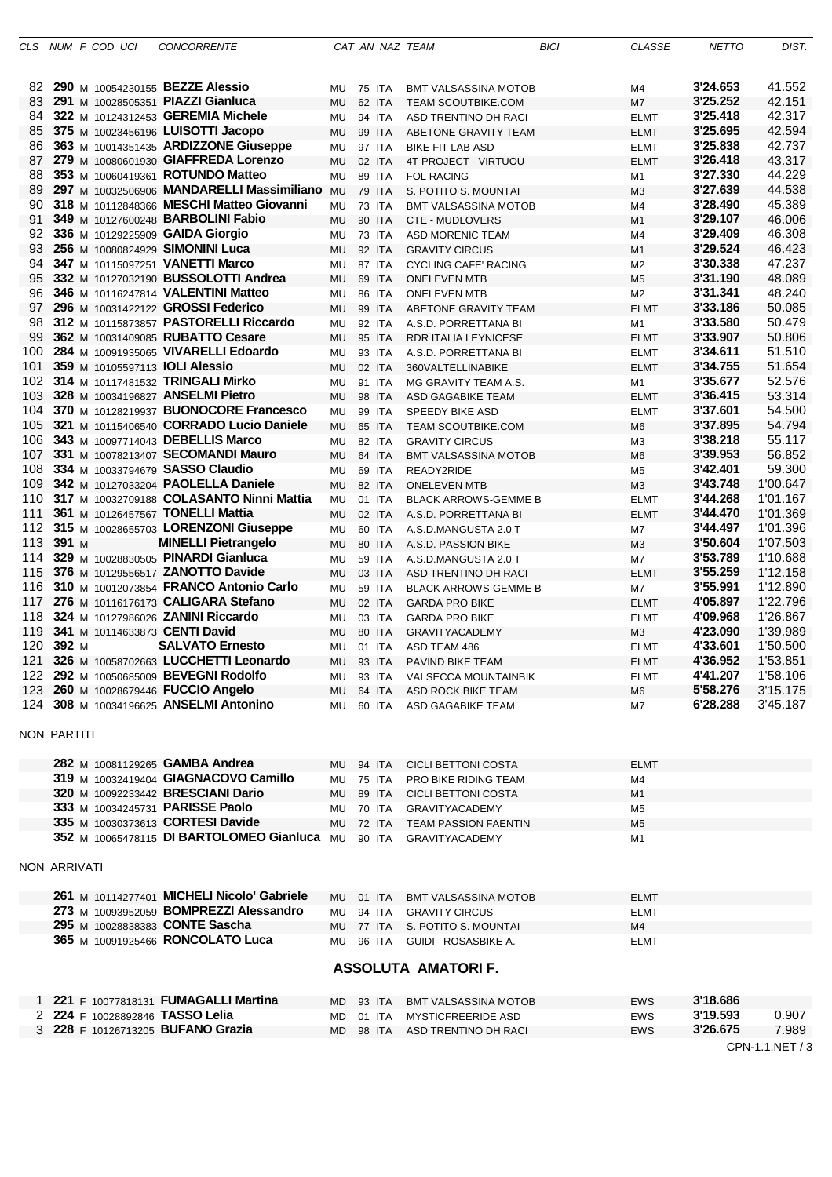| CLS | NUM | F | COD UCI | CONCORRENTE | CAT | AN | NAZ | TEAM | BICI | CLASSE | NETTO | DIST. |
|---|---|---|---|---|---|---|---|---|---|---|---|---|
| 82 | **290** | M | 10054230155 | **BEZZE Alessio** | MU | 75 | ITA | BMT VALSASSINA MOTOB | | M4 | **3'24.653** | 41.552 |
| 83 | **291** | M | 10028505351 | **PIAZZI Gianluca** | MU | 62 | ITA | TEAM SCOUTBIKE.COM | | M7 | **3'25.252** | 42.151 |
| 84 | **322** | M | 10124312453 | **GEREMIA Michele** | MU | 94 | ITA | ASD TRENTINO DH RACI | | ELMT | **3'25.418** | 42.317 |
| 85 | **375** | M | 10023456196 | **LUISOTTI Jacopo** | MU | 99 | ITA | ABETONE GRAVITY TEAM | | ELMT | **3'25.695** | 42.594 |
| 86 | **363** | M | 10014351435 | **ARDIZZONE Giuseppe** | MU | 97 | ITA | BIKE FIT LAB ASD | | ELMT | **3'25.838** | 42.737 |
| 87 | **279** | M | 10080601930 | **GIAFFREDA Lorenzo** | MU | 02 | ITA | 4T PROJECT - VIRTUOU | | ELMT | **3'26.418** | 43.317 |
| 88 | **353** | M | 10060419361 | **ROTUNDO Matteo** | MU | 89 | ITA | FOL RACING | | M1 | **3'27.330** | 44.229 |
| 89 | **297** | M | 10032506906 | **MANDARELLI Massimiliano** | MU | 79 | ITA | S. POTITO S. MOUNTAI | | M3 | **3'27.639** | 44.538 |
| 90 | **318** | M | 10112848366 | **MESCHI Matteo Giovanni** | MU | 73 | ITA | BMT VALSASSINA MOTOB | | M4 | **3'28.490** | 45.389 |
| 91 | **349** | M | 10127600248 | **BARBOLINI Fabio** | MU | 90 | ITA | CTE - MUDLOVERS | | M1 | **3'29.107** | 46.006 |
| 92 | **336** | M | 10129225909 | **GAIDA Giorgio** | MU | 73 | ITA | ASD MORENIC TEAM | | M4 | **3'29.409** | 46.308 |
| 93 | **256** | M | 10080824929 | **SIMONINI Luca** | MU | 92 | ITA | GRAVITY CIRCUS | | M1 | **3'29.524** | 46.423 |
| 94 | **347** | M | 10115097251 | **VANETTI Marco** | MU | 87 | ITA | CYCLING CAFE' RACING | | M2 | **3'30.338** | 47.237 |
| 95 | **332** | M | 10127032190 | **BUSSOLOTTI Andrea** | MU | 69 | ITA | ONELEVEN MTB | | M5 | **3'31.190** | 48.089 |
| 96 | **346** | M | 10116247814 | **VALENTINI Matteo** | MU | 86 | ITA | ONELEVEN MTB | | M2 | **3'31.341** | 48.240 |
| 97 | **296** | M | 10031422122 | **GROSSI Federico** | MU | 99 | ITA | ABETONE GRAVITY TEAM | | ELMT | **3'33.186** | 50.085 |
| 98 | **312** | M | 10115873857 | **PASTORELLI Riccardo** | MU | 92 | ITA | A.S.D. PORRETTANA BI | | M1 | **3'33.580** | 50.479 |
| 99 | **362** | M | 10031409085 | **RUBATTO Cesare** | MU | 95 | ITA | RDR ITALIA LEYNICESE | | ELMT | **3'33.907** | 50.806 |
| 100 | **284** | M | 10091935065 | **VIVARELLI Edoardo** | MU | 93 | ITA | A.S.D. PORRETTANA BI | | ELMT | **3'34.611** | 51.510 |
| 101 | **359** | M | 10105597113 | **IOLI Alessio** | MU | 02 | ITA | 360VALTELLINABIKE | | ELMT | **3'34.755** | 51.654 |
| 102 | **314** | M | 10117481532 | **TRINGALI Mirko** | MU | 91 | ITA | MG GRAVITY TEAM A.S. | | M1 | **3'35.677** | 52.576 |
| 103 | **328** | M | 10034196827 | **ANSELMI Pietro** | MU | 98 | ITA | ASD GAGABIKE TEAM | | ELMT | **3'36.415** | 53.314 |
| 104 | **370** | M | 10128219937 | **BUONOCORE Francesco** | MU | 99 | ITA | SPEEDY BIKE ASD | | ELMT | **3'37.601** | 54.500 |
| 105 | **321** | M | 10115406540 | **CORRADO Lucio Daniele** | MU | 65 | ITA | TEAM SCOUTBIKE.COM | | M6 | **3'37.895** | 54.794 |
| 106 | **343** | M | 10097714043 | **DEBELLIS Marco** | MU | 82 | ITA | GRAVITY CIRCUS | | M3 | **3'38.218** | 55.117 |
| 107 | **331** | M | 10078213407 | **SECOMANDI Mauro** | MU | 64 | ITA | BMT VALSASSINA MOTOB | | M6 | **3'39.953** | 56.852 |
| 108 | **334** | M | 10033794679 | **SASSO Claudio** | MU | 69 | ITA | READY2RIDE | | M5 | **3'42.401** | 59.300 |
| 109 | **342** | M | 10127033204 | **PAOLELLA Daniele** | MU | 82 | ITA | ONELEVEN MTB | | M3 | **3'43.748** | 1'00.647 |
| 110 | **317** | M | 10032709188 | **COLASANTO Ninni Mattia** | MU | 01 | ITA | BLACK ARROWS-GEMME B | | ELMT | **3'44.268** | 1'01.167 |
| 111 | **361** | M | 10126457567 | **TONELLI Mattia** | MU | 02 | ITA | A.S.D. PORRETTANA BI | | ELMT | **3'44.470** | 1'01.369 |
| 112 | **315** | M | 10028655703 | **LORENZONI Giuseppe** | MU | 60 | ITA | A.S.D.MANGUSTA 2.0 T | | M7 | **3'44.497** | 1'01.396 |
| 113 | **391** | M | | **MINELLI Pietrangelo** | MU | 80 | ITA | A.S.D. PASSION BIKE | | M3 | **3'50.604** | 1'07.503 |
| 114 | **329** | M | 10028830505 | **PINARDI Gianluca** | MU | 59 | ITA | A.S.D.MANGUSTA 2.0 T | | M7 | **3'53.789** | 1'10.688 |
| 115 | **376** | M | 10129556517 | **ZANOTTO Davide** | MU | 03 | ITA | ASD TRENTINO DH RACI | | ELMT | **3'55.259** | 1'12.158 |
| 116 | **310** | M | 10012073854 | **FRANCO Antonio Carlo** | MU | 59 | ITA | BLACK ARROWS-GEMME B | | M7 | **3'55.991** | 1'12.890 |
| 117 | **276** | M | 10116176173 | **CALIGARA Stefano** | MU | 02 | ITA | GARDA PRO BIKE | | ELMT | **4'05.897** | 1'22.796 |
| 118 | **324** | M | 10127986026 | **ZANINI Riccardo** | MU | 03 | ITA | GARDA PRO BIKE | | ELMT | **4'09.968** | 1'26.867 |
| 119 | **341** | M | 10114633873 | **CENTI David** | MU | 80 | ITA | GRAVITYACADEMY | | M3 | **4'23.090** | 1'39.989 |
| 120 | **392** | M | | **SALVATO Ernesto** | MU | 01 | ITA | ASD TEAM 486 | | ELMT | **4'33.601** | 1'50.500 |
| 121 | **326** | M | 10058702663 | **LUCCHETTI Leonardo** | MU | 93 | ITA | PAVIND BIKE TEAM | | ELMT | **4'36.952** | 1'53.851 |
| 122 | **292** | M | 10050685009 | **BEVEGNI Rodolfo** | MU | 93 | ITA | VALSECCA MOUNTAINBIK | | ELMT | **4'41.207** | 1'58.106 |
| 123 | **260** | M | 10028679446 | **FUCCIO Angelo** | MU | 64 | ITA | ASD ROCK BIKE TEAM | | M6 | **5'58.276** | 3'15.175 |
| 124 | **308** | M | 10034196625 | **ANSELMI Antonino** | MU | 60 | ITA | ASD GAGABIKE TEAM | | M7 | **6'28.288** | 3'45.187 |

NON PARTITI

| CLS | NUM | F | COD UCI | CONCORRENTE | CAT | AN | NAZ | TEAM | BICI | CLASSE | NETTO | DIST. |
|---|---|---|---|---|---|---|---|---|---|---|---|---|
| | **282** | M | 10081129265 | **GAMBA Andrea** | MU | 94 | ITA | CICLI BETTONI COSTA | | ELMT | | |
| | **319** | M | 10032419404 | **GIAGNACOVO Camillo** | MU | 75 | ITA | PRO BIKE RIDING TEAM | | M4 | | |
| | **320** | M | 10092233442 | **BRESCIANI Dario** | MU | 89 | ITA | CICLI BETTONI COSTA | | M1 | | |
| | **333** | M | 10034245731 | **PARISSE Paolo** | MU | 70 | ITA | GRAVITYACADEMY | | M5 | | |
| | **335** | M | 10030373613 | **CORTESI Davide** | MU | 72 | ITA | TEAM PASSION FAENTIN | | M5 | | |
| | **352** | M | 10065478115 | **DI BARTOLOMEO Gianluca** | MU | 90 | ITA | GRAVITYACADEMY | | M1 | | |

NON ARRIVATI

| CLS | NUM | F | COD UCI | CONCORRENTE | CAT | AN | NAZ | TEAM | BICI | CLASSE | NETTO | DIST. |
|---|---|---|---|---|---|---|---|---|---|---|---|---|
| | **261** | M | 10114277401 | **MICHELI Nicolo' Gabriele** | MU | 01 | ITA | BMT VALSASSINA MOTOB | | ELMT | | |
| | **273** | M | 10093952059 | **BOMPREZZI Alessandro** | MU | 94 | ITA | GRAVITY CIRCUS | | ELMT | | |
| | **295** | M | 10028838383 | **CONTE Sascha** | MU | 77 | ITA | S. POTITO S. MOUNTAI | | M4 | | |
| | **365** | M | 10091925466 | **RONCOLATO Luca** | MU | 96 | ITA | GUIDI - ROSASBIKE A. | | ELMT | | |

## ASSOLUTA AMATORI F.

| CLS | NUM | F | COD UCI | CONCORRENTE | CAT | AN | NAZ | TEAM | BICI | CLASSE | NETTO | DIST. |
|---|---|---|---|---|---|---|---|---|---|---|---|---|
| 1 | **221** | F | 10077818131 | **FUMAGALLI Martina** | MD | 93 | ITA | BMT VALSASSINA MOTOB | | EWS | **3'18.686** | |
| 2 | **224** | F | 10028892846 | **TASSO Lelia** | MD | 01 | ITA | MYSTICFREERIDE ASD | | EWS | **3'19.593** | 0.907 |
| 3 | **228** | F | 10126713205 | **BUFANO Grazia** | MD | 98 | ITA | ASD TRENTINO DH RACI | | EWS | **3'26.675** | 7.989 |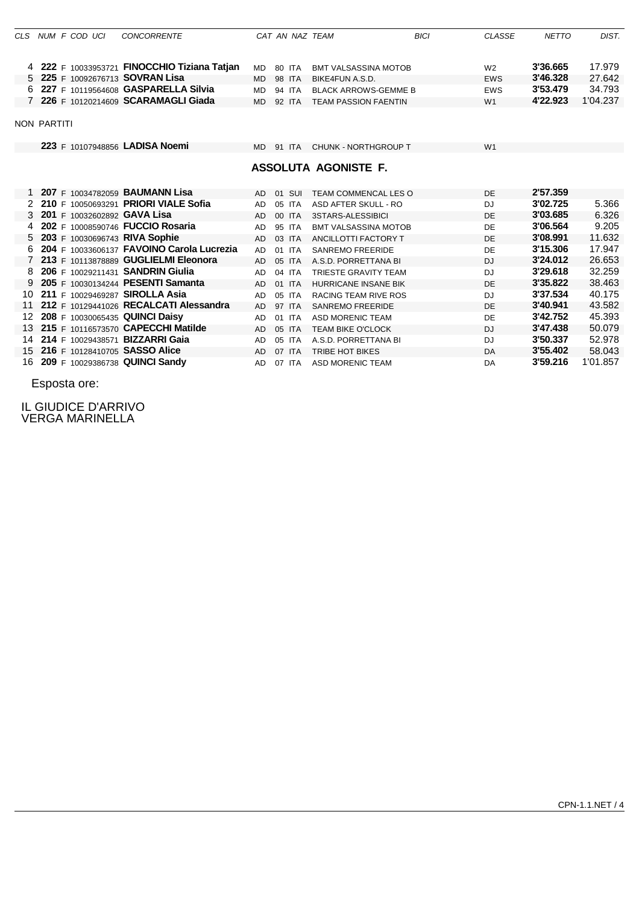| CLS | NUM | F | COD UCI | CONCORRENTE | CAT | AN | NAZ | TEAM | BICI | CLASSE | NETTO | DIST. |
|---|---|---|---|---|---|---|---|---|---|---|---|---|
| 4 | **222** | F | 10033953721 | **FINOCCHIO Tiziana Tatjan** | MD | 80 | ITA | BMT VALSASSINA MOTOB | | W2 | **3'36.665** | 17.979 |
| 5 | **225** | F | 10092676713 | **SOVRAN Lisa** | MD | 98 | ITA | BIKE4FUN A.S.D. | | EWS | **3'46.328** | 27.642 |
| 6 | **227** | F | 10119564608 | **GASPARELLA Silvia** | MD | 94 | ITA | BLACK ARROWS-GEMME B | | EWS | **3'53.479** | 34.793 |
| 7 | **226** | F | 10120214609 | **SCARAMAGLI Giada** | MD | 92 | ITA | TEAM PASSION FAENTIN | | W1 | **4'22.923** | 1'04.237 |

NON PARTITI

| | | | | | | | | | | | | |
|---|---|---|---|---|---|---|---|---|---|---|---|---|
| | **223** | F | 10107948856 | **LADISA Noemi** | MD | 91 | ITA | CHUNK - NORTHGROUP T | | W1 | | |

## ASSOLUTA AGONISTE F.

| CLS | NUM | F | COD UCI | CONCORRENTE | CAT | AN | NAZ | TEAM | BICI | CLASSE | NETTO | DIST. |
|---|---|---|---|---|---|---|---|---|---|---|---|---|
| 1 | **207** | F | 10034782059 | **BAUMANN Lisa** | AD | 01 | SUI | TEAM COMMENCAL LES O | | DE | **2'57.359** | |
| 2 | **210** | F | 10050693291 | **PRIORI VIALE Sofia** | AD | 05 | ITA | ASD AFTER SKULL - RO | | DJ | **3'02.725** | 5.366 |
| 3 | **201** | F | 10032602892 | **GAVA Lisa** | AD | 00 | ITA | 3STARS-ALESSIBICI | | DE | **3'03.685** | 6.326 |
| 4 | **202** | F | 10008590746 | **FUCCIO Rosaria** | AD | 95 | ITA | BMT VALSASSINA MOTOB | | DE | **3'06.564** | 9.205 |
| 5 | **203** | F | 10030696743 | **RIVA Sophie** | AD | 03 | ITA | ANCILLOTTI FACTORY T | | DE | **3'08.991** | 11.632 |
| 6 | **204** | F | 10033606137 | **FAVOINO Carola Lucrezia** | AD | 01 | ITA | SANREMO FREERIDE | | DE | **3'15.306** | 17.947 |
| 7 | **213** | F | 10113878889 | **GUGLIELMI Eleonora** | AD | 05 | ITA | A.S.D. PORRETTANA BI | | DJ | **3'24.012** | 26.653 |
| 8 | **206** | F | 10029211431 | **SANDRIN Giulia** | AD | 04 | ITA | TRIESTE GRAVITY TEAM | | DJ | **3'29.618** | 32.259 |
| 9 | **205** | F | 10030134244 | **PESENTI Samanta** | AD | 01 | ITA | HURRICANE INSANE BIK | | DE | **3'35.822** | 38.463 |
| 10 | **211** | F | 10029469287 | **SIROLLA Asia** | AD | 05 | ITA | RACING TEAM RIVE ROS | | DJ | **3'37.534** | 40.175 |
| 11 | **212** | F | 10129441026 | **RECALCATI Alessandra** | AD | 97 | ITA | SANREMO FREERIDE | | DE | **3'40.941** | 43.582 |
| 12 | **208** | F | 10030065435 | **QUINCI Daisy** | AD | 01 | ITA | ASD MORENIC TEAM | | DE | **3'42.752** | 45.393 |
| 13 | **215** | F | 10116573570 | **CAPECCHI Matilde** | AD | 05 | ITA | TEAM BIKE O'CLOCK | | DJ | **3'47.438** | 50.079 |
| 14 | **214** | F | 10029438571 | **BIZZARRI Gaia** | AD | 05 | ITA | A.S.D. PORRETTANA BI | | DJ | **3'50.337** | 52.978 |
| 15 | **216** | F | 10128410705 | **SASSO Alice** | AD | 07 | ITA | TRIBE HOT BIKES | | DA | **3'55.402** | 58.043 |
| 16 | **209** | F | 10029386738 | **QUINCI Sandy** | AD | 07 | ITA | ASD MORENIC TEAM | | DA | **3'59.216** | 1'01.857 |

Esposta ore:

IL GIUDICE D'ARRIVO
VERGA MARINELLA